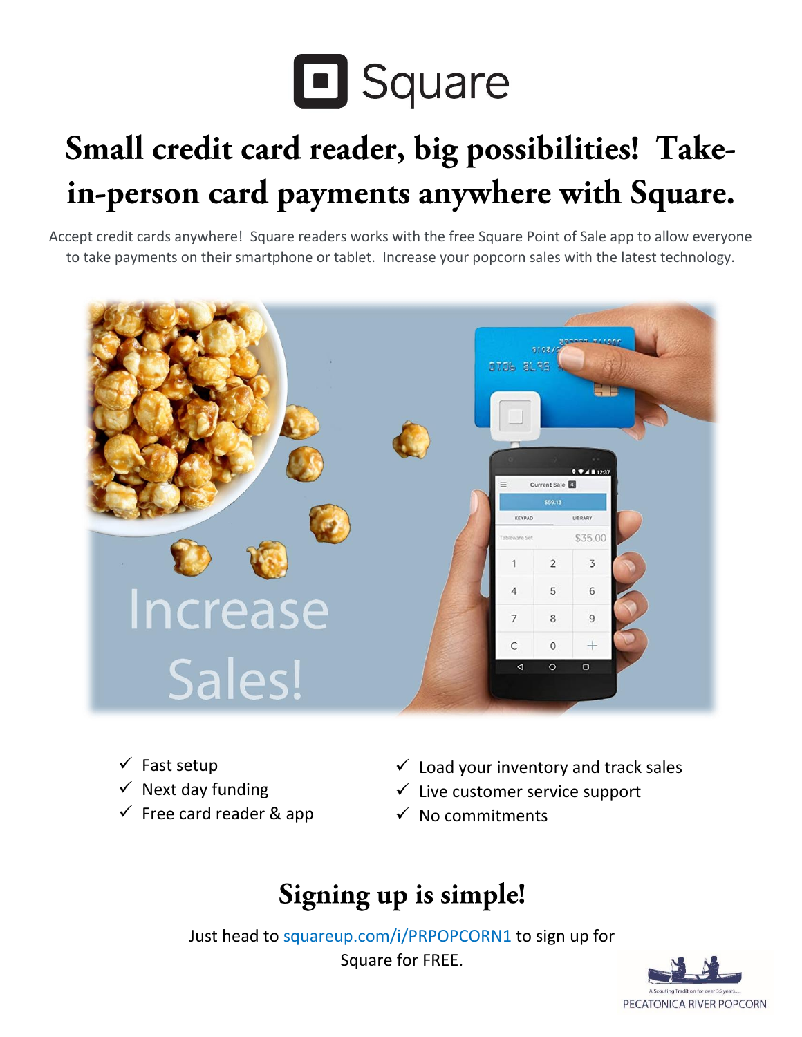# Square

## Small credit card reader, big possibilities! Take-in-person card payments anywhere with Square.

Accept credit cards anywhere! Square readers works with the free Square Point of Sale app to allow everyone to take payments on their smartphone or tablet. Increase your popcorn sales with the latest technology.

Increase Sales!

- ✓ Fast setup
- ✓ Next day funding
- ✓ Free card reader & app
- ✓ Load your inventory and track sales
- ✓ Live customer service support
- ✓ No commitments

## Signing up is simple!

Just head to squareup.com/i/PRPOPCORN1 to sign up for Square for FREE.

A Scouting Tradition for over 35 years....
PECATONICA RIVER POPCORN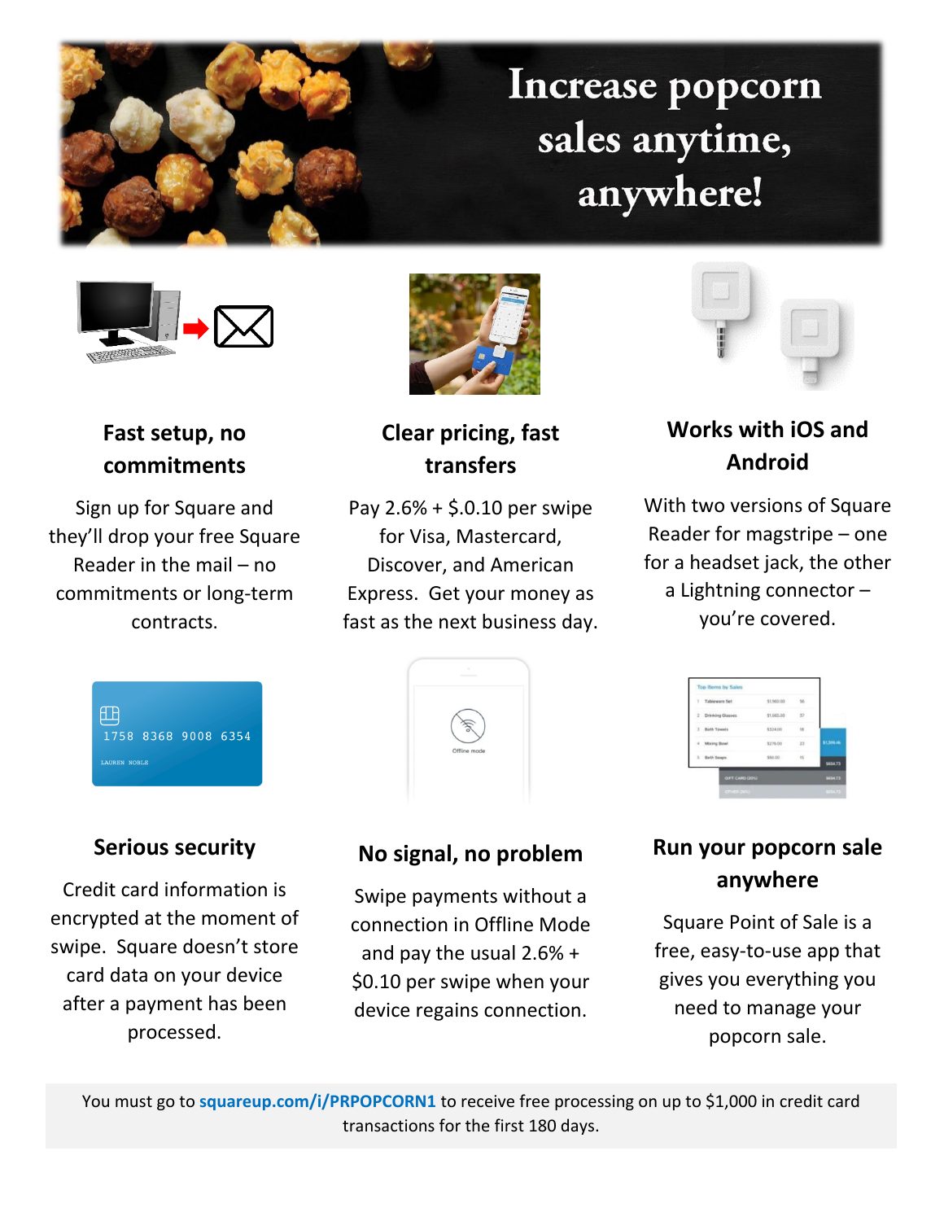# Increase popcorn sales anytime, anywhere!

### Fast setup, no commitments

Sign up for Square and they'll drop your free Square Reader in the mail – no commitments or long-term contracts.

### Clear pricing, fast transfers

Pay 2.6% + $.0.10 per swipe for Visa, Mastercard, Discover, and American Express. Get your money as fast as the next business day.

### Works with iOS and Android

With two versions of Square Reader for magstripe – one for a headset jack, the other a Lightning connector – you're covered.

### Serious security

Credit card information is encrypted at the moment of swipe. Square doesn't store card data on your device after a payment has been processed.

### No signal, no problem

Swipe payments without a connection in Offline Mode and pay the usual 2.6% + $0.10 per swipe when your device regains connection.

### Run your popcorn sale anywhere

Square Point of Sale is a free, easy-to-use app that gives you everything you need to manage your popcorn sale.

You must go to **squareup.com/i/PRPOPCORN1** to receive free processing on up to $1,000 in credit card transactions for the first 180 days.